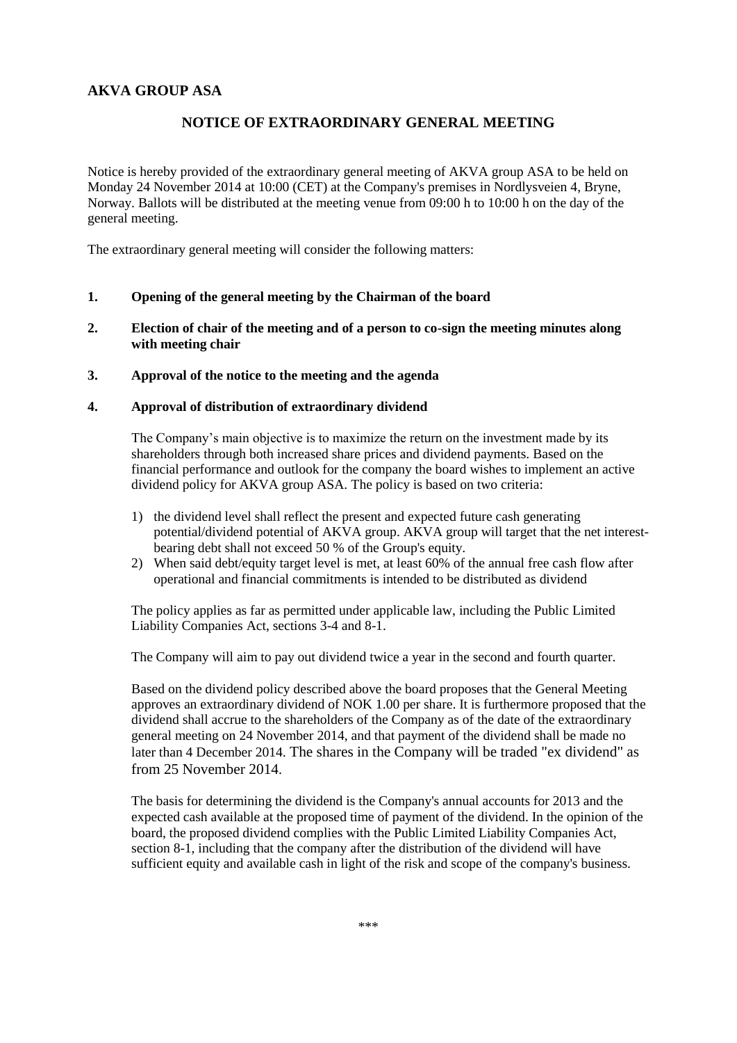**AKVA GROUP ASA**

## NOTICE OF EXTRAORDINARY GENERAL MEETING

Notice is hereby provided of the extraordinary general meeting of AKVA group ASA to be held on Monday 24 November 2014 at 10:00 (CET) at the Company's premises in Nordlysveien 4, Bryne, Norway. Ballots will be distributed at the meeting venue from 09:00 h to 10:00 h on the day of the general meeting.

The extraordinary general meeting will consider the following matters:

**1. Opening of the general meeting by the Chairman of the board**

**2. Election of chair of the meeting and of a person to co-sign the meeting minutes along with meeting chair**

**3. Approval of the notice to the meeting and the agenda**

**4. Approval of distribution of extraordinary dividend**

The Company's main objective is to maximize the return on the investment made by its shareholders through both increased share prices and dividend payments. Based on the financial performance and outlook for the company the board wishes to implement an active dividend policy for AKVA group ASA. The policy is based on two criteria:

1) the dividend level shall reflect the present and expected future cash generating potential/dividend potential of AKVA group. AKVA group will target that the net interest-bearing debt shall not exceed 50 % of the Group's equity.
2) When said debt/equity target level is met, at least 60% of the annual free cash flow after operational and financial commitments is intended to be distributed as dividend

The policy applies as far as permitted under applicable law, including the Public Limited Liability Companies Act, sections 3-4 and 8-1.

The Company will aim to pay out dividend twice a year in the second and fourth quarter.

Based on the dividend policy described above the board proposes that the General Meeting approves an extraordinary dividend of NOK 1.00 per share. It is furthermore proposed that the dividend shall accrue to the shareholders of the Company as of the date of the extraordinary general meeting on 24 November 2014, and that payment of the dividend shall be made no later than 4 December 2014. The shares in the Company will be traded "ex dividend" as from 25 November 2014.

The basis for determining the dividend is the Company's annual accounts for 2013 and the expected cash available at the proposed time of payment of the dividend. In the opinion of the board, the proposed dividend complies with the Public Limited Liability Companies Act, section 8-1, including that the company after the distribution of the dividend will have sufficient equity and available cash in light of the risk and scope of the company's business.

***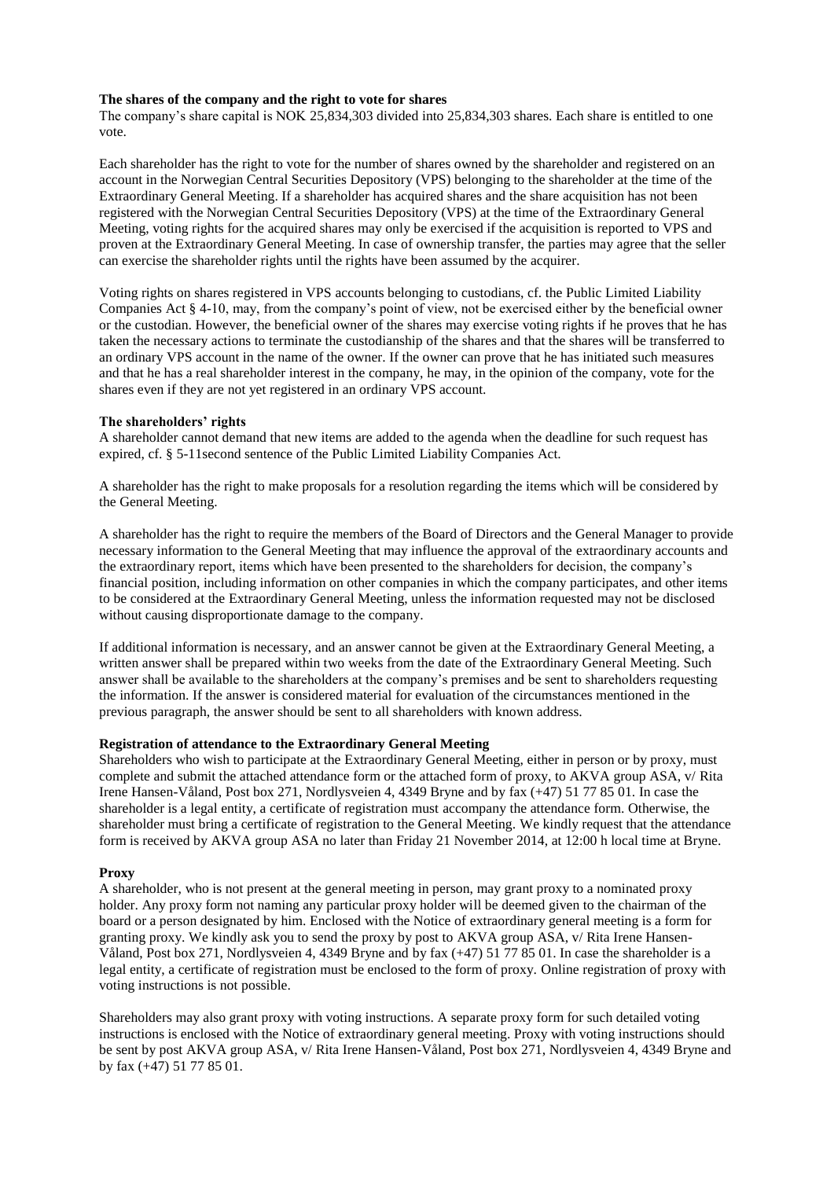**The shares of the company and the right to vote for shares**

The company's share capital is NOK 25,834,303 divided into 25,834,303 shares. Each share is entitled to one vote.

Each shareholder has the right to vote for the number of shares owned by the shareholder and registered on an account in the Norwegian Central Securities Depository (VPS) belonging to the shareholder at the time of the Extraordinary General Meeting. If a shareholder has acquired shares and the share acquisition has not been registered with the Norwegian Central Securities Depository (VPS) at the time of the Extraordinary General Meeting, voting rights for the acquired shares may only be exercised if the acquisition is reported to VPS and proven at the Extraordinary General Meeting. In case of ownership transfer, the parties may agree that the seller can exercise the shareholder rights until the rights have been assumed by the acquirer.

Voting rights on shares registered in VPS accounts belonging to custodians, cf. the Public Limited Liability Companies Act § 4-10, may, from the company's point of view, not be exercised either by the beneficial owner or the custodian. However, the beneficial owner of the shares may exercise voting rights if he proves that he has taken the necessary actions to terminate the custodianship of the shares and that the shares will be transferred to an ordinary VPS account in the name of the owner. If the owner can prove that he has initiated such measures and that he has a real shareholder interest in the company, he may, in the opinion of the company, vote for the shares even if they are not yet registered in an ordinary VPS account.

**The shareholders' rights**

A shareholder cannot demand that new items are added to the agenda when the deadline for such request has expired, cf. § 5-11second sentence of the Public Limited Liability Companies Act.

A shareholder has the right to make proposals for a resolution regarding the items which will be considered by the General Meeting.

A shareholder has the right to require the members of the Board of Directors and the General Manager to provide necessary information to the General Meeting that may influence the approval of the extraordinary accounts and the extraordinary report, items which have been presented to the shareholders for decision, the company's financial position, including information on other companies in which the company participates, and other items to be considered at the Extraordinary General Meeting, unless the information requested may not be disclosed without causing disproportionate damage to the company.

If additional information is necessary, and an answer cannot be given at the Extraordinary General Meeting, a written answer shall be prepared within two weeks from the date of the Extraordinary General Meeting. Such answer shall be available to the shareholders at the company's premises and be sent to shareholders requesting the information. If the answer is considered material for evaluation of the circumstances mentioned in the previous paragraph, the answer should be sent to all shareholders with known address.

**Registration of attendance to the Extraordinary General Meeting**

Shareholders who wish to participate at the Extraordinary General Meeting, either in person or by proxy, must complete and submit the attached attendance form or the attached form of proxy, to AKVA group ASA, v/ Rita Irene Hansen-Våland, Post box 271, Nordlysveien 4, 4349 Bryne and by fax (+47) 51 77 85 01. In case the shareholder is a legal entity, a certificate of registration must accompany the attendance form. Otherwise, the shareholder must bring a certificate of registration to the General Meeting. We kindly request that the attendance form is received by AKVA group ASA no later than Friday 21 November 2014, at 12:00 h local time at Bryne.

**Proxy**

A shareholder, who is not present at the general meeting in person, may grant proxy to a nominated proxy holder. Any proxy form not naming any particular proxy holder will be deemed given to the chairman of the board or a person designated by him. Enclosed with the Notice of extraordinary general meeting is a form for granting proxy. We kindly ask you to send the proxy by post to AKVA group ASA, v/ Rita Irene Hansen-Våland, Post box 271, Nordlysveien 4, 4349 Bryne and by fax (+47) 51 77 85 01. In case the shareholder is a legal entity, a certificate of registration must be enclosed to the form of proxy. Online registration of proxy with voting instructions is not possible.

Shareholders may also grant proxy with voting instructions. A separate proxy form for such detailed voting instructions is enclosed with the Notice of extraordinary general meeting. Proxy with voting instructions should be sent by post AKVA group ASA, v/ Rita Irene Hansen-Våland, Post box 271, Nordlysveien 4, 4349 Bryne and by fax (+47) 51 77 85 01.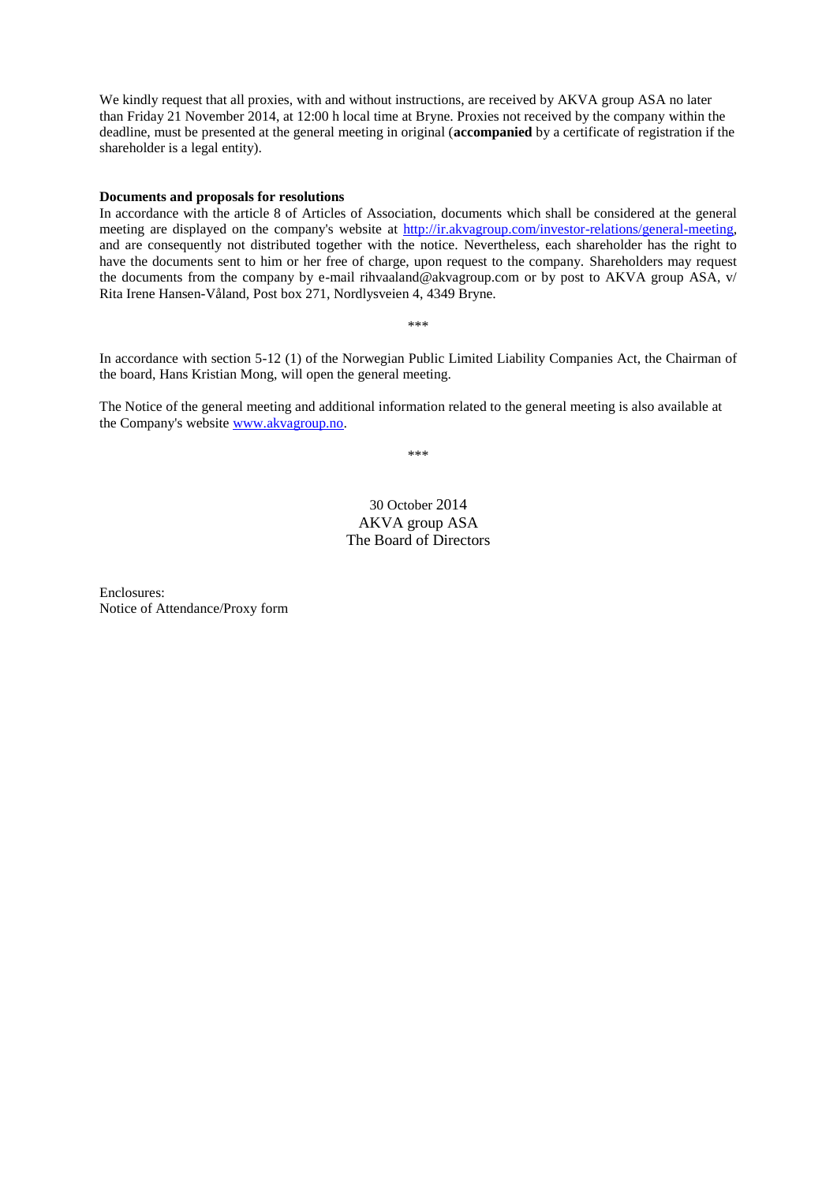We kindly request that all proxies, with and without instructions, are received by AKVA group ASA no later than Friday 21 November 2014, at 12:00 h local time at Bryne. Proxies not received by the company within the deadline, must be presented at the general meeting in original (**accompanied** by a certificate of registration if the shareholder is a legal entity).

**Documents and proposals for resolutions**

In accordance with the article 8 of Articles of Association, documents which shall be considered at the general meeting are displayed on the company's website at http://ir.akvagroup.com/investor-relations/general-meeting, and are consequently not distributed together with the notice. Nevertheless, each shareholder has the right to have the documents sent to him or her free of charge, upon request to the company. Shareholders may request the documents from the company by e-mail rihvaaland@akvagroup.com or by post to AKVA group ASA, v/ Rita Irene Hansen-Våland, Post box 271, Nordlysveien 4, 4349 Bryne.

\*\*\*

In accordance with section 5-12 (1) of the Norwegian Public Limited Liability Companies Act, the Chairman of the board, Hans Kristian Mong, will open the general meeting.

The Notice of the general meeting and additional information related to the general meeting is also available at the Company's website www.akvagroup.no.

\*\*\*

30 October 2014
AKVA group ASA
The Board of Directors

Enclosures:
Notice of Attendance/Proxy form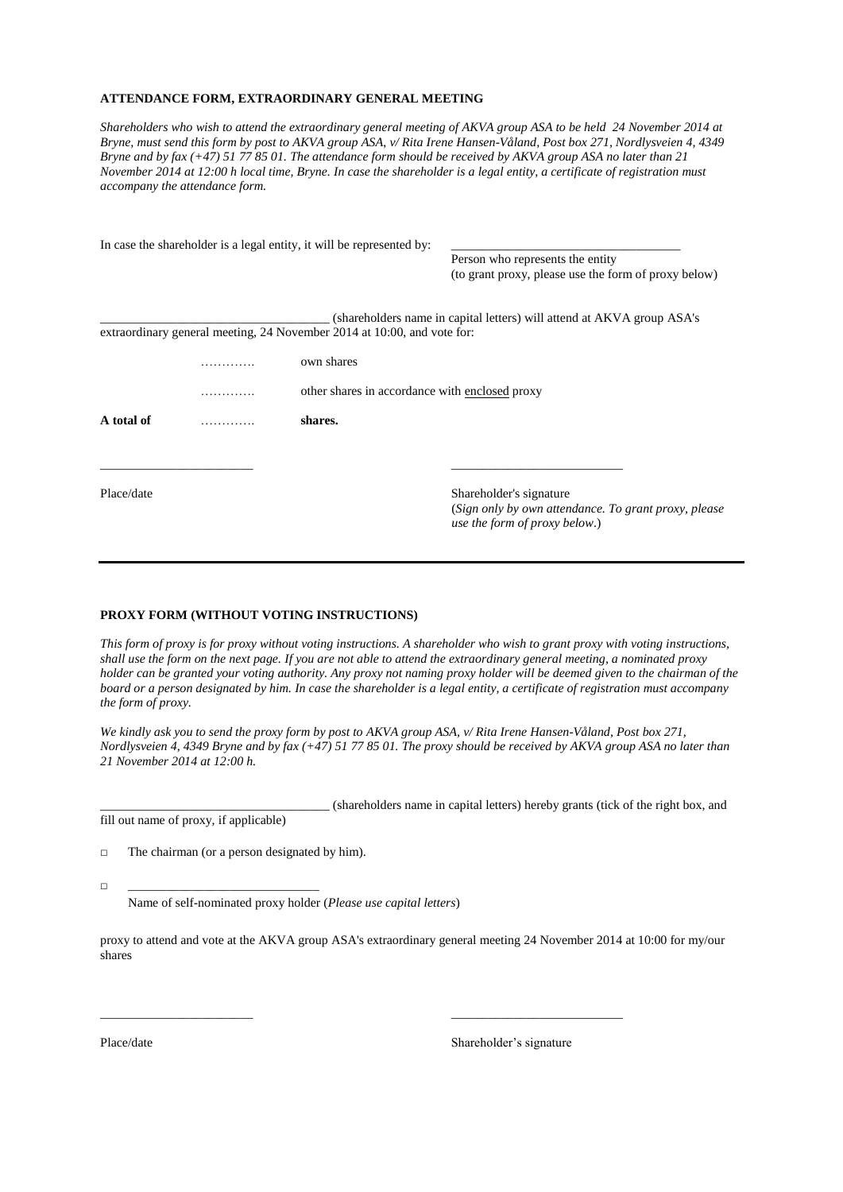**ATTENDANCE FORM, EXTRAORDINARY GENERAL MEETING**

*Shareholders who wish to attend the extraordinary general meeting of AKVA group ASA to be held 24 November 2014 at Bryne, must send this form by post to AKVA group ASA, v/ Rita Irene Hansen-Våland, Post box 271, Nordlysveien 4, 4349 Bryne and by fax (+47) 51 77 85 01. The attendance form should be received by AKVA group ASA no later than 21 November 2014 at 12:00 h local time, Bryne. In case the shareholder is a legal entity, a certificate of registration must accompany the attendance form.*

In case the shareholder is a legal entity, it will be represented by: ___________________________________

Person who represents the entity
(to grant proxy, please use the form of proxy below)

___________________________________ (shareholders name in capital letters) will attend at AKVA group ASA's extraordinary general meeting, 24 November 2014 at 10:00, and vote for:

| | | |
|---|---|---|
| | …………. | own shares |
| | …………. | other shares in accordance with <u>enclosed</u> proxy |
| **A total of** | …………. | **shares.** |

________________________ ___________________________

Place/date

Shareholder's signature
(*Sign only by own attendance. To grant proxy, please use the form of proxy below*.)

---

**PROXY FORM (WITHOUT VOTING INSTRUCTIONS)**

*This form of proxy is for proxy without voting instructions. A shareholder who wish to grant proxy with voting instructions, shall use the form on the next page. If you are not able to attend the extraordinary general meeting, a nominated proxy holder can be granted your voting authority. Any proxy not naming proxy holder will be deemed given to the chairman of the board or a person designated by him. In case the shareholder is a legal entity, a certificate of registration must accompany the form of proxy.*

*We kindly ask you to send the proxy form by post to AKVA group ASA, v/ Rita Irene Hansen-Våland, Post box 271, Nordlysveien 4, 4349 Bryne and by fax (+47) 51 77 85 01. The proxy should be received by AKVA group ASA no later than 21 November 2014 at 12:00 h.*

___________________________________ (shareholders name in capital letters) hereby grants (tick of the right box, and fill out name of proxy, if applicable)

□ The chairman (or a person designated by him).

□ ______________________________
Name of self-nominated proxy holder (*Please use capital letters*)

proxy to attend and vote at the AKVA group ASA's extraordinary general meeting 24 November 2014 at 10:00 for my/our shares

________________________ ___________________________

Place/date

Shareholder's signature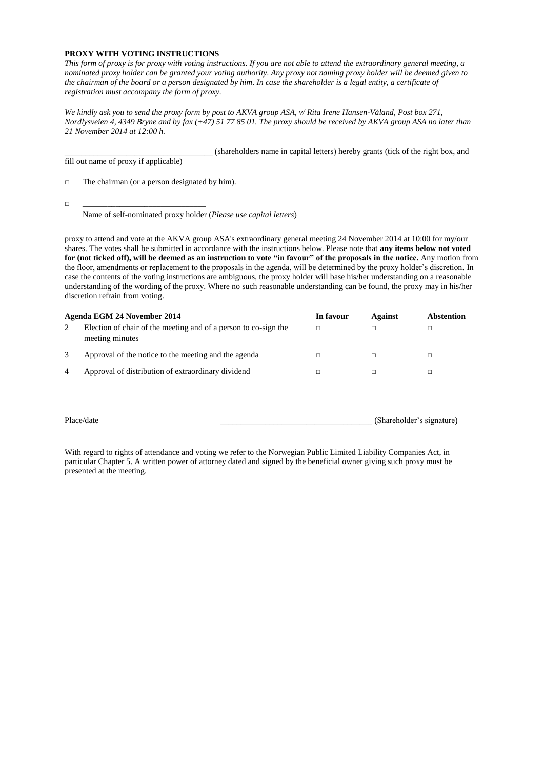**PROXY WITH VOTING INSTRUCTIONS**

*This form of proxy is for proxy with voting instructions. If you are not able to attend the extraordinary general meeting, a nominated proxy holder can be granted your voting authority. Any proxy not naming proxy holder will be deemed given to the chairman of the board or a person designated by him. In case the shareholder is a legal entity, a certificate of registration must accompany the form of proxy.*

*We kindly ask you to send the proxy form by post to AKVA group ASA, v/ Rita Irene Hansen-Våland, Post box 271, Nordlysveien 4, 4349 Bryne and by fax (+47) 51 77 85 01. The proxy should be received by AKVA group ASA no later than 21 November 2014 at 12:00 h.*

____________________________________ (shareholders name in capital letters) hereby grants (tick of the right box, and fill out name of proxy if applicable)

□ The chairman (or a person designated by him).

□ ______________________________
Name of self-nominated proxy holder (*Please use capital letters*)

proxy to attend and vote at the AKVA group ASA's extraordinary general meeting 24 November 2014 at 10:00 for my/our shares. The votes shall be submitted in accordance with the instructions below. Please note that **any items below not voted for (not ticked off), will be deemed as an instruction to vote "in favour" of the proposals in the notice.** Any motion from the floor, amendments or replacement to the proposals in the agenda, will be determined by the proxy holder's discretion. In case the contents of the voting instructions are ambiguous, the proxy holder will base his/her understanding on a reasonable understanding of the wording of the proxy. Where no such reasonable understanding can be found, the proxy may in his/her discretion refrain from voting.

| **Agenda EGM 24 November 2014** | | **In favour** | **Against** | **Abstention** |
|---|---|---|---|---|
| 2 | Election of chair of the meeting and of a person to co-sign the meeting minutes | □ | □ | □ |
| 3 | Approval of the notice to the meeting and the agenda | □ | □ | □ |
| 4 | Approval of distribution of extraordinary dividend | □ | □ | □ |

Place/date ____________________________________ (Shareholder's signature)

With regard to rights of attendance and voting we refer to the Norwegian Public Limited Liability Companies Act, in particular Chapter 5. A written power of attorney dated and signed by the beneficial owner giving such proxy must be presented at the meeting.